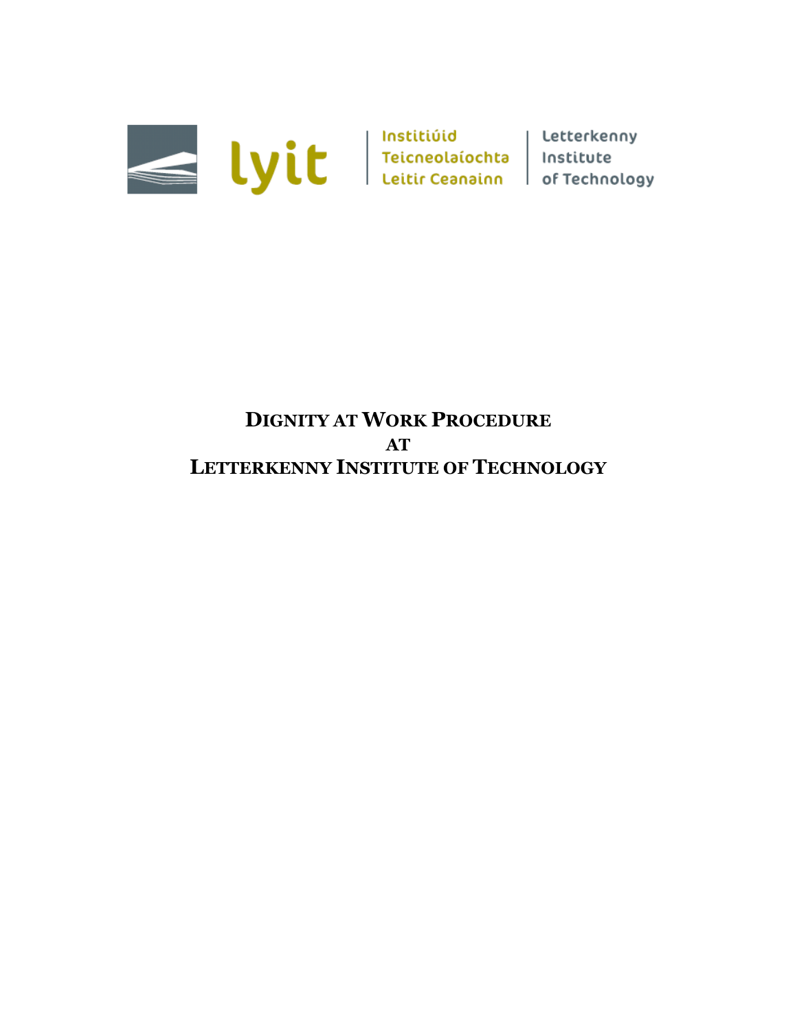lyit

Institiúid Teicneolaíochta Leitir Ceanainn

Letterkenny Institute of Technology

# DIGNITY AT WORK PROCEDURE AT LETTERKENNY INSTITUTE OF TECHNOLOGY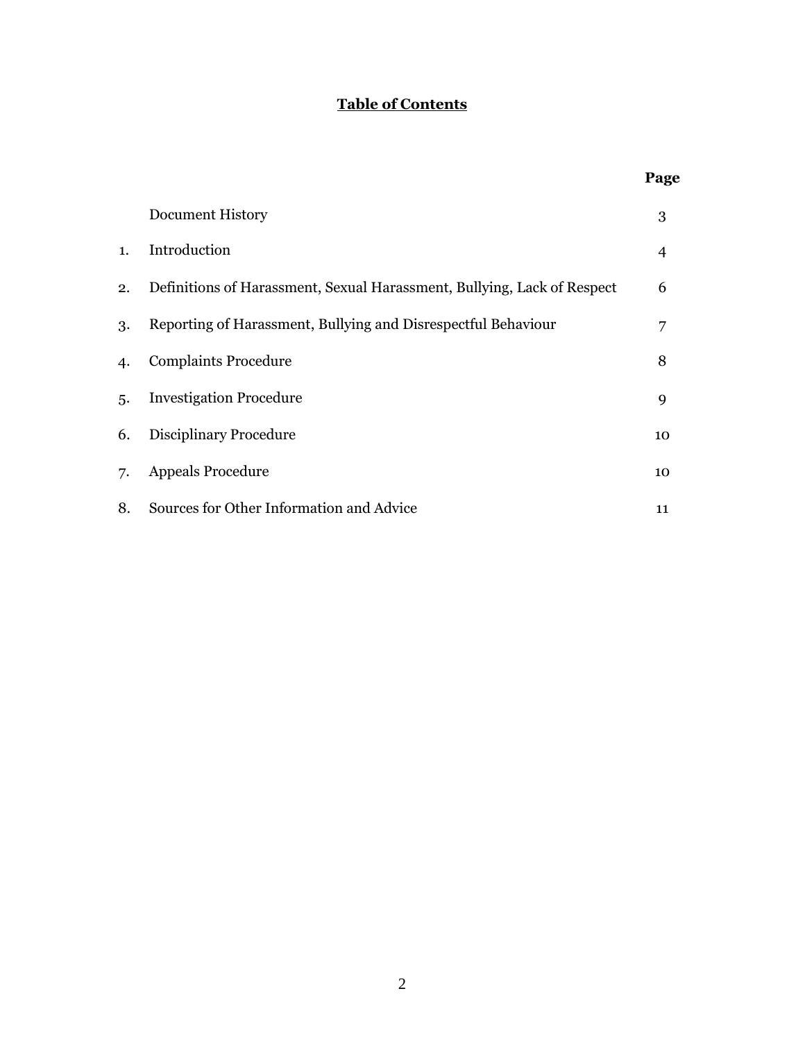# **Table of Contents**

| | | Page |
|---|---|---|
| | Document History | 3 |
| 1. | Introduction | 4 |
| 2. | Definitions of Harassment, Sexual Harassment, Bullying, Lack of Respect | 6 |
| 3. | Reporting of Harassment, Bullying and Disrespectful Behaviour | 7 |
| 4. | Complaints Procedure | 8 |
| 5. | Investigation Procedure | 9 |
| 6. | Disciplinary Procedure | 10 |
| 7. | Appeals Procedure | 10 |
| 8. | Sources for Other Information and Advice | 11 |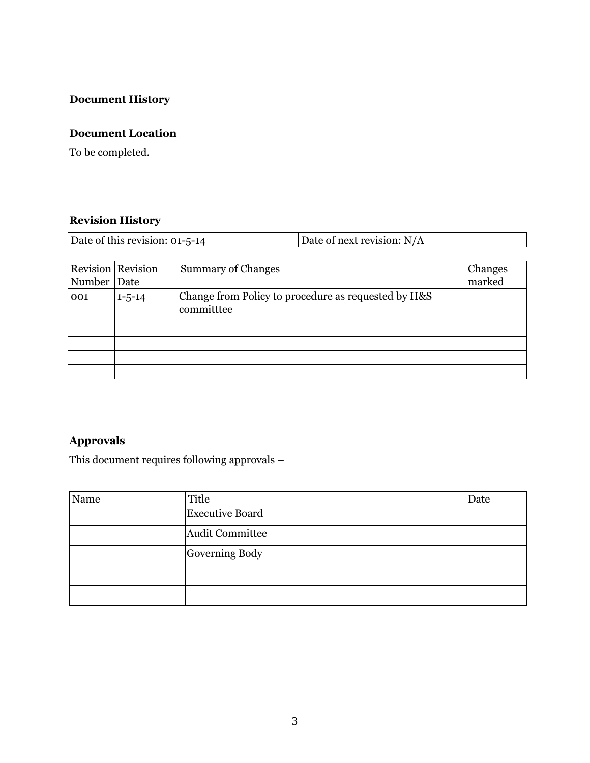**Document History**

**Document Location**

To be completed.

**Revision History**

| Date of this revision: 01-5-14 | Date of next revision: N/A |
|---|---|

| Revision Number | Revision Date | Summary of Changes | Changes marked |
|---|---|---|---|
| 001 | 1-5-14 | Change from Policy to procedure as requested by H&S committtee | |
| | | | |
| | | | |
| | | | |
| | | | |

**Approvals**

This document requires following approvals –

| Name | Title | Date |
|---|---|---|
| | Executive Board | |
| | Audit Committee | |
| | Governing Body | |
| | | |
| | | |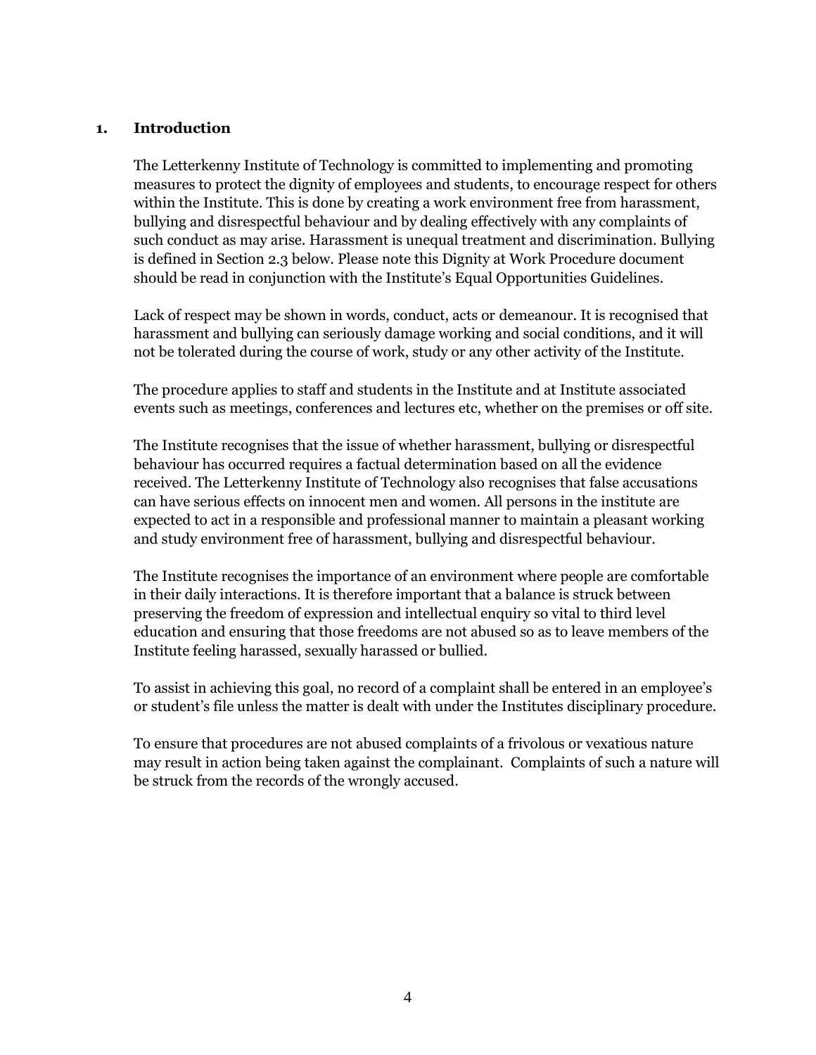## 1. Introduction

The Letterkenny Institute of Technology is committed to implementing and promoting measures to protect the dignity of employees and students, to encourage respect for others within the Institute. This is done by creating a work environment free from harassment, bullying and disrespectful behaviour and by dealing effectively with any complaints of such conduct as may arise. Harassment is unequal treatment and discrimination. Bullying is defined in Section 2.3 below. Please note this Dignity at Work Procedure document should be read in conjunction with the Institute's Equal Opportunities Guidelines.

Lack of respect may be shown in words, conduct, acts or demeanour. It is recognised that harassment and bullying can seriously damage working and social conditions, and it will not be tolerated during the course of work, study or any other activity of the Institute.

The procedure applies to staff and students in the Institute and at Institute associated events such as meetings, conferences and lectures etc, whether on the premises or off site.

The Institute recognises that the issue of whether harassment, bullying or disrespectful behaviour has occurred requires a factual determination based on all the evidence received. The Letterkenny Institute of Technology also recognises that false accusations can have serious effects on innocent men and women. All persons in the institute are expected to act in a responsible and professional manner to maintain a pleasant working and study environment free of harassment, bullying and disrespectful behaviour.

The Institute recognises the importance of an environment where people are comfortable in their daily interactions. It is therefore important that a balance is struck between preserving the freedom of expression and intellectual enquiry so vital to third level education and ensuring that those freedoms are not abused so as to leave members of the Institute feeling harassed, sexually harassed or bullied.

To assist in achieving this goal, no record of a complaint shall be entered in an employee's or student's file unless the matter is dealt with under the Institutes disciplinary procedure.

To ensure that procedures are not abused complaints of a frivolous or vexatious nature may result in action being taken against the complainant. Complaints of such a nature will be struck from the records of the wrongly accused.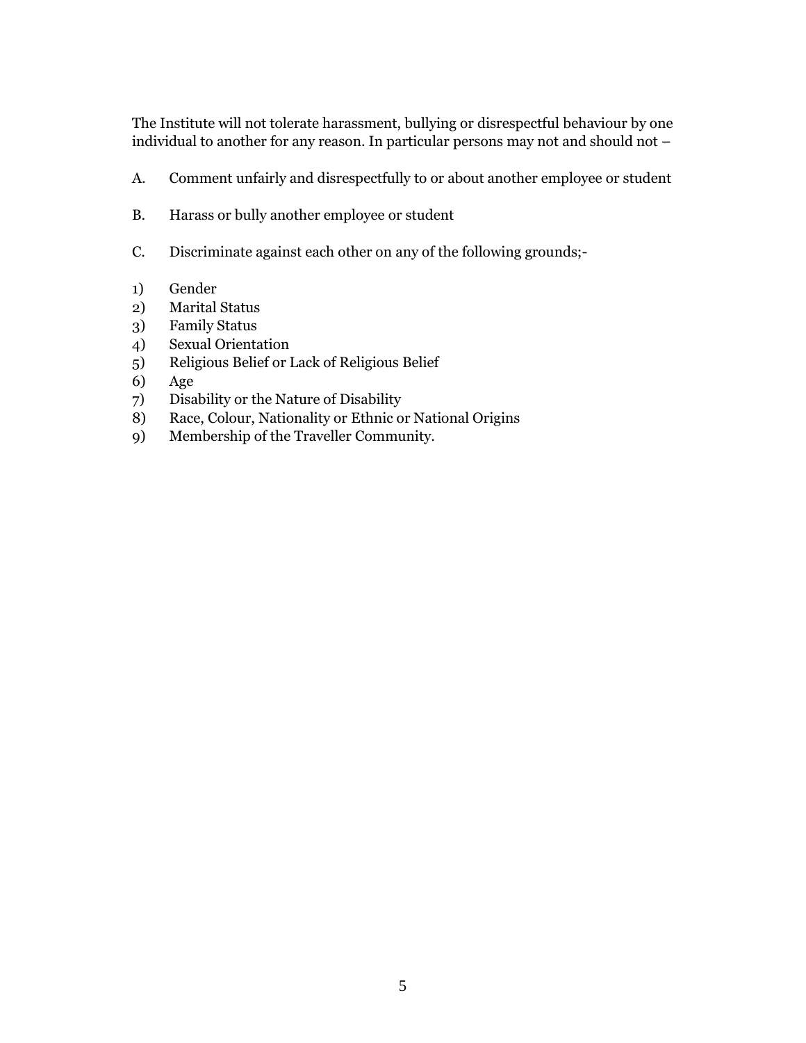The Institute will not tolerate harassment, bullying or disrespectful behaviour by one individual to another for any reason. In particular persons may not and should not –

A. Comment unfairly and disrespectfully to or about another employee or student

B. Harass or bully another employee or student

C. Discriminate against each other on any of the following grounds;-

1) Gender
2) Marital Status
3) Family Status
4) Sexual Orientation
5) Religious Belief or Lack of Religious Belief
6) Age
7) Disability or the Nature of Disability
8) Race, Colour, Nationality or Ethnic or National Origins
9) Membership of the Traveller Community.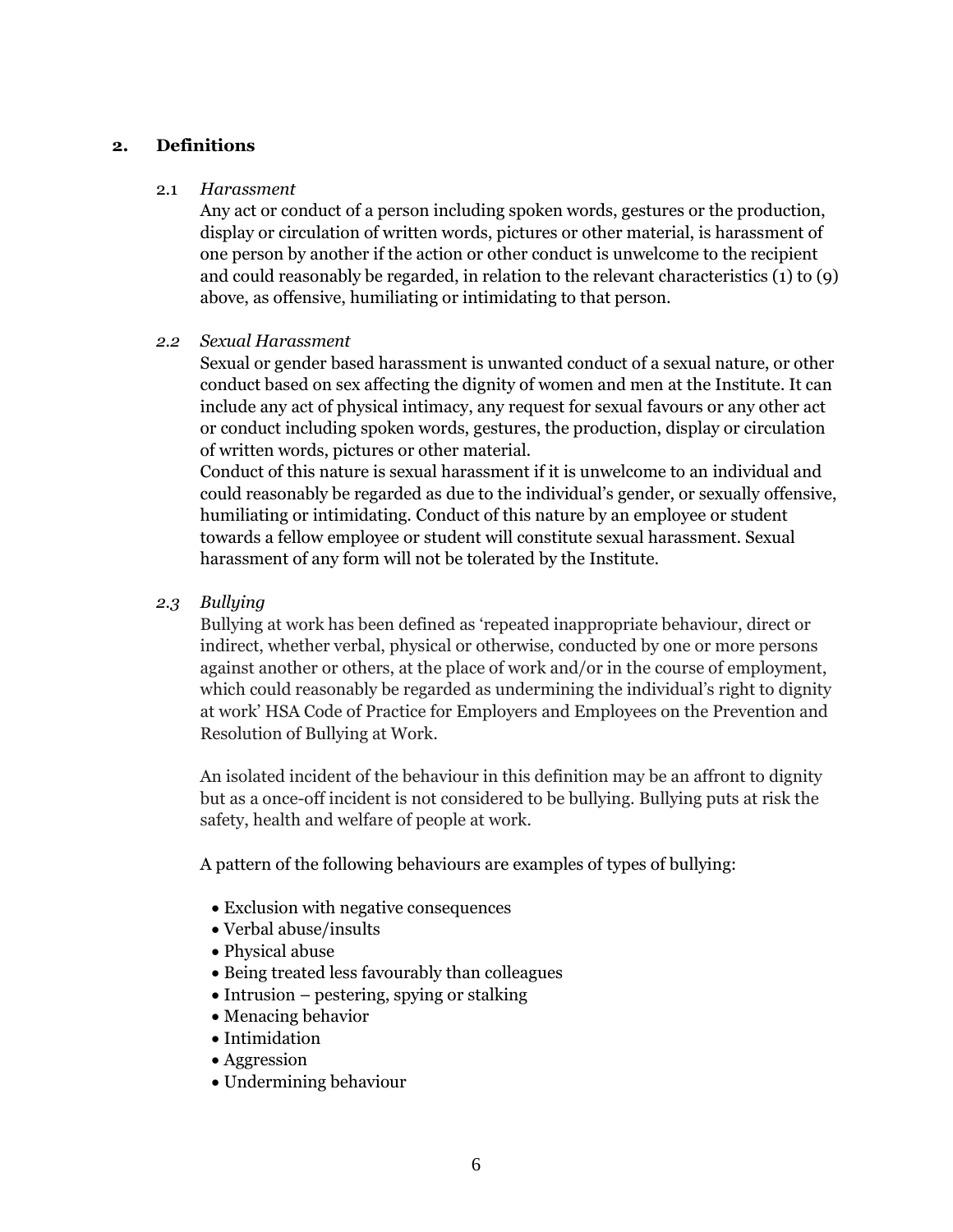## 2. Definitions

### 2.1 *Harassment*

Any act or conduct of a person including spoken words, gestures or the production, display or circulation of written words, pictures or other material, is harassment of one person by another if the action or other conduct is unwelcome to the recipient and could reasonably be regarded, in relation to the relevant characteristics (1) to (9) above, as offensive, humiliating or intimidating to that person.

### *2.2 Sexual Harassment*

Sexual or gender based harassment is unwanted conduct of a sexual nature, or other conduct based on sex affecting the dignity of women and men at the Institute. It can include any act of physical intimacy, any request for sexual favours or any other act or conduct including spoken words, gestures, the production, display or circulation of written words, pictures or other material.

Conduct of this nature is sexual harassment if it is unwelcome to an individual and could reasonably be regarded as due to the individual's gender, or sexually offensive, humiliating or intimidating. Conduct of this nature by an employee or student towards a fellow employee or student will constitute sexual harassment. Sexual harassment of any form will not be tolerated by the Institute.

### *2.3 Bullying*

Bullying at work has been defined as 'repeated inappropriate behaviour, direct or indirect, whether verbal, physical or otherwise, conducted by one or more persons against another or others, at the place of work and/or in the course of employment, which could reasonably be regarded as undermining the individual's right to dignity at work' HSA Code of Practice for Employers and Employees on the Prevention and Resolution of Bullying at Work.

An isolated incident of the behaviour in this definition may be an affront to dignity but as a once-off incident is not considered to be bullying. Bullying puts at risk the safety, health and welfare of people at work.

A pattern of the following behaviours are examples of types of bullying:

- Exclusion with negative consequences
- Verbal abuse/insults
- Physical abuse
- Being treated less favourably than colleagues
- Intrusion – pestering, spying or stalking
- Menacing behavior
- Intimidation
- Aggression
- Undermining behaviour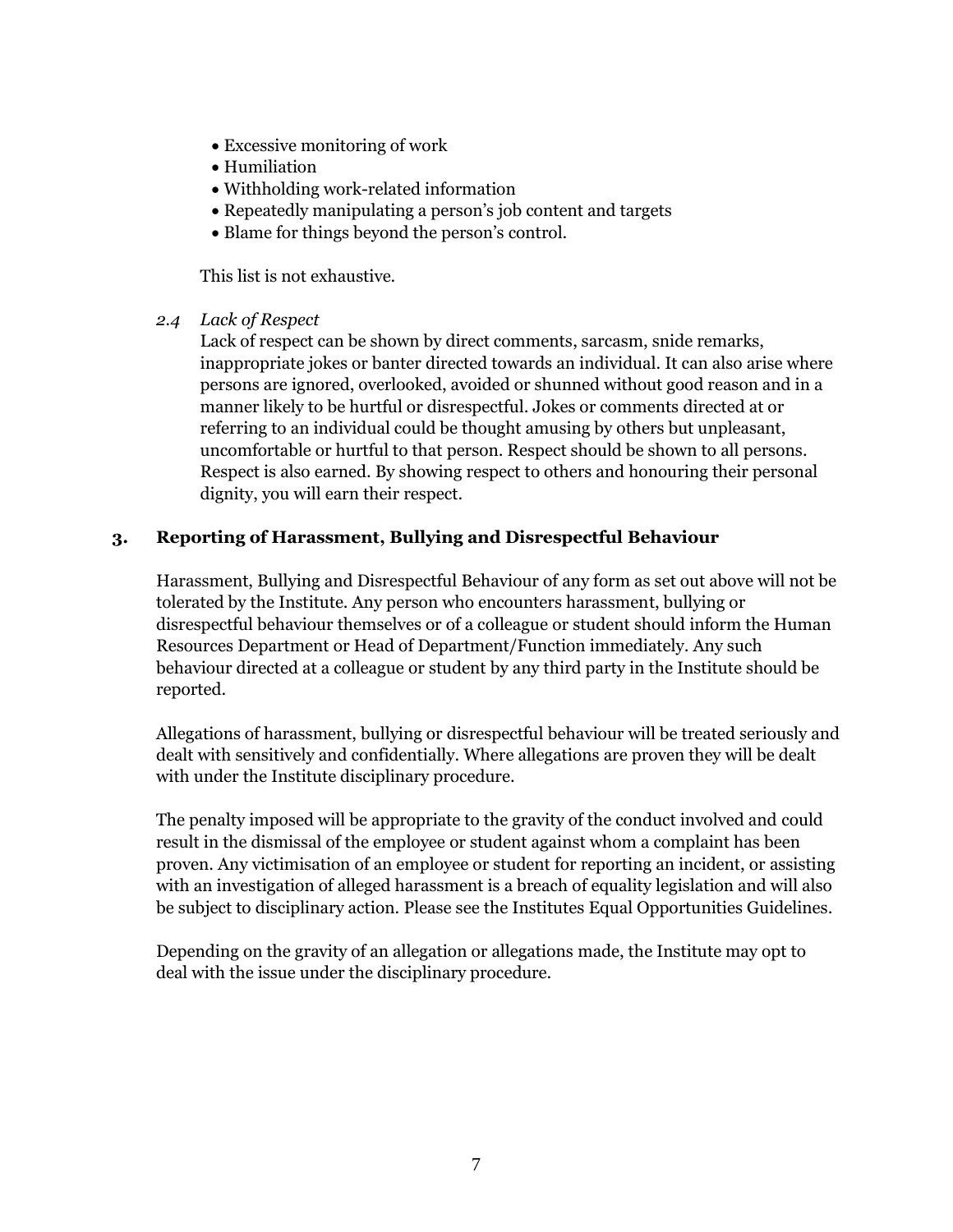- Excessive monitoring of work
- Humiliation
- Withholding work-related information
- Repeatedly manipulating a person's job content and targets
- Blame for things beyond the person's control.

This list is not exhaustive.

*2.4 Lack of Respect*

Lack of respect can be shown by direct comments, sarcasm, snide remarks, inappropriate jokes or banter directed towards an individual. It can also arise where persons are ignored, overlooked, avoided or shunned without good reason and in a manner likely to be hurtful or disrespectful. Jokes or comments directed at or referring to an individual could be thought amusing by others but unpleasant, uncomfortable or hurtful to that person. Respect should be shown to all persons. Respect is also earned. By showing respect to others and honouring their personal dignity, you will earn their respect.

## 3. Reporting of Harassment, Bullying and Disrespectful Behaviour

Harassment, Bullying and Disrespectful Behaviour of any form as set out above will not be tolerated by the Institute. Any person who encounters harassment, bullying or disrespectful behaviour themselves or of a colleague or student should inform the Human Resources Department or Head of Department/Function immediately. Any such behaviour directed at a colleague or student by any third party in the Institute should be reported.

Allegations of harassment, bullying or disrespectful behaviour will be treated seriously and dealt with sensitively and confidentially. Where allegations are proven they will be dealt with under the Institute disciplinary procedure.

The penalty imposed will be appropriate to the gravity of the conduct involved and could result in the dismissal of the employee or student against whom a complaint has been proven. Any victimisation of an employee or student for reporting an incident, or assisting with an investigation of alleged harassment is a breach of equality legislation and will also be subject to disciplinary action. Please see the Institutes Equal Opportunities Guidelines.

Depending on the gravity of an allegation or allegations made, the Institute may opt to deal with the issue under the disciplinary procedure.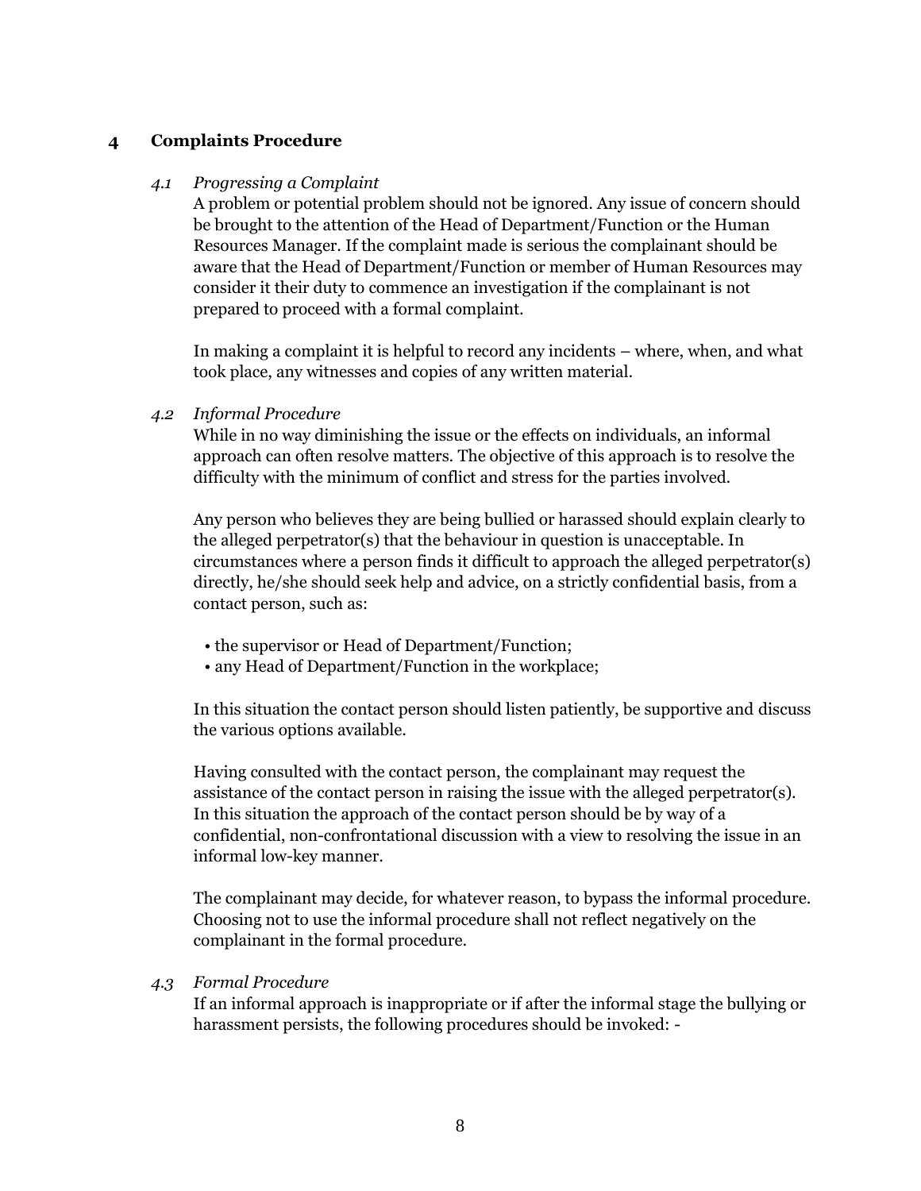## 4 Complaints Procedure

### *4.1 Progressing a Complaint*

A problem or potential problem should not be ignored. Any issue of concern should be brought to the attention of the Head of Department/Function or the Human Resources Manager. If the complaint made is serious the complainant should be aware that the Head of Department/Function or member of Human Resources may consider it their duty to commence an investigation if the complainant is not prepared to proceed with a formal complaint.

In making a complaint it is helpful to record any incidents – where, when, and what took place, any witnesses and copies of any written material.

### *4.2 Informal Procedure*

While in no way diminishing the issue or the effects on individuals, an informal approach can often resolve matters. The objective of this approach is to resolve the difficulty with the minimum of conflict and stress for the parties involved.

Any person who believes they are being bullied or harassed should explain clearly to the alleged perpetrator(s) that the behaviour in question is unacceptable. In circumstances where a person finds it difficult to approach the alleged perpetrator(s) directly, he/she should seek help and advice, on a strictly confidential basis, from a contact person, such as:

- the supervisor or Head of Department/Function;
- any Head of Department/Function in the workplace;

In this situation the contact person should listen patiently, be supportive and discuss the various options available.

Having consulted with the contact person, the complainant may request the assistance of the contact person in raising the issue with the alleged perpetrator(s). In this situation the approach of the contact person should be by way of a confidential, non-confrontational discussion with a view to resolving the issue in an informal low-key manner.

The complainant may decide, for whatever reason, to bypass the informal procedure. Choosing not to use the informal procedure shall not reflect negatively on the complainant in the formal procedure.

### *4.3 Formal Procedure*

If an informal approach is inappropriate or if after the informal stage the bullying or harassment persists, the following procedures should be invoked: -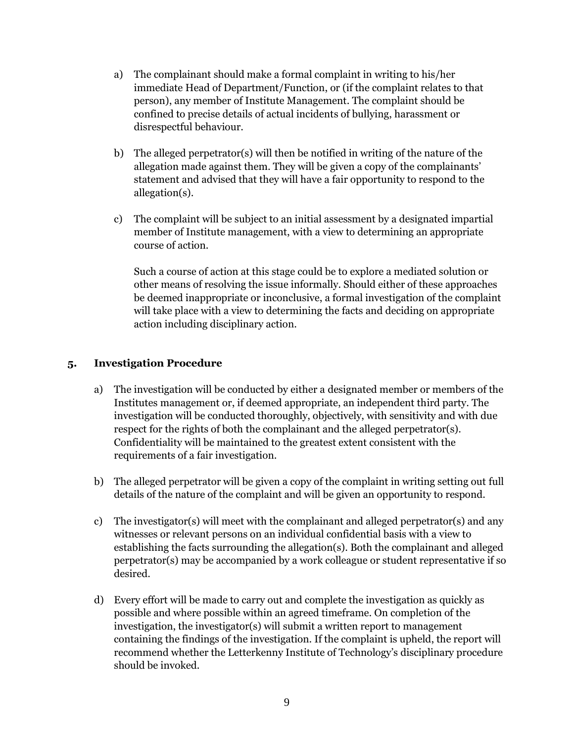a) The complainant should make a formal complaint in writing to his/her immediate Head of Department/Function, or (if the complaint relates to that person), any member of Institute Management. The complaint should be confined to precise details of actual incidents of bullying, harassment or disrespectful behaviour.

b) The alleged perpetrator(s) will then be notified in writing of the nature of the allegation made against them. They will be given a copy of the complainants' statement and advised that they will have a fair opportunity to respond to the allegation(s).

c) The complaint will be subject to an initial assessment by a designated impartial member of Institute management, with a view to determining an appropriate course of action.

   Such a course of action at this stage could be to explore a mediated solution or other means of resolving the issue informally. Should either of these approaches be deemed inappropriate or inconclusive, a formal investigation of the complaint will take place with a view to determining the facts and deciding on appropriate action including disciplinary action.

## 5. Investigation Procedure

a) The investigation will be conducted by either a designated member or members of the Institutes management or, if deemed appropriate, an independent third party. The investigation will be conducted thoroughly, objectively, with sensitivity and with due respect for the rights of both the complainant and the alleged perpetrator(s). Confidentiality will be maintained to the greatest extent consistent with the requirements of a fair investigation.

b) The alleged perpetrator will be given a copy of the complaint in writing setting out full details of the nature of the complaint and will be given an opportunity to respond.

c) The investigator(s) will meet with the complainant and alleged perpetrator(s) and any witnesses or relevant persons on an individual confidential basis with a view to establishing the facts surrounding the allegation(s). Both the complainant and alleged perpetrator(s) may be accompanied by a work colleague or student representative if so desired.

d) Every effort will be made to carry out and complete the investigation as quickly as possible and where possible within an agreed timeframe. On completion of the investigation, the investigator(s) will submit a written report to management containing the findings of the investigation. If the complaint is upheld, the report will recommend whether the Letterkenny Institute of Technology's disciplinary procedure should be invoked.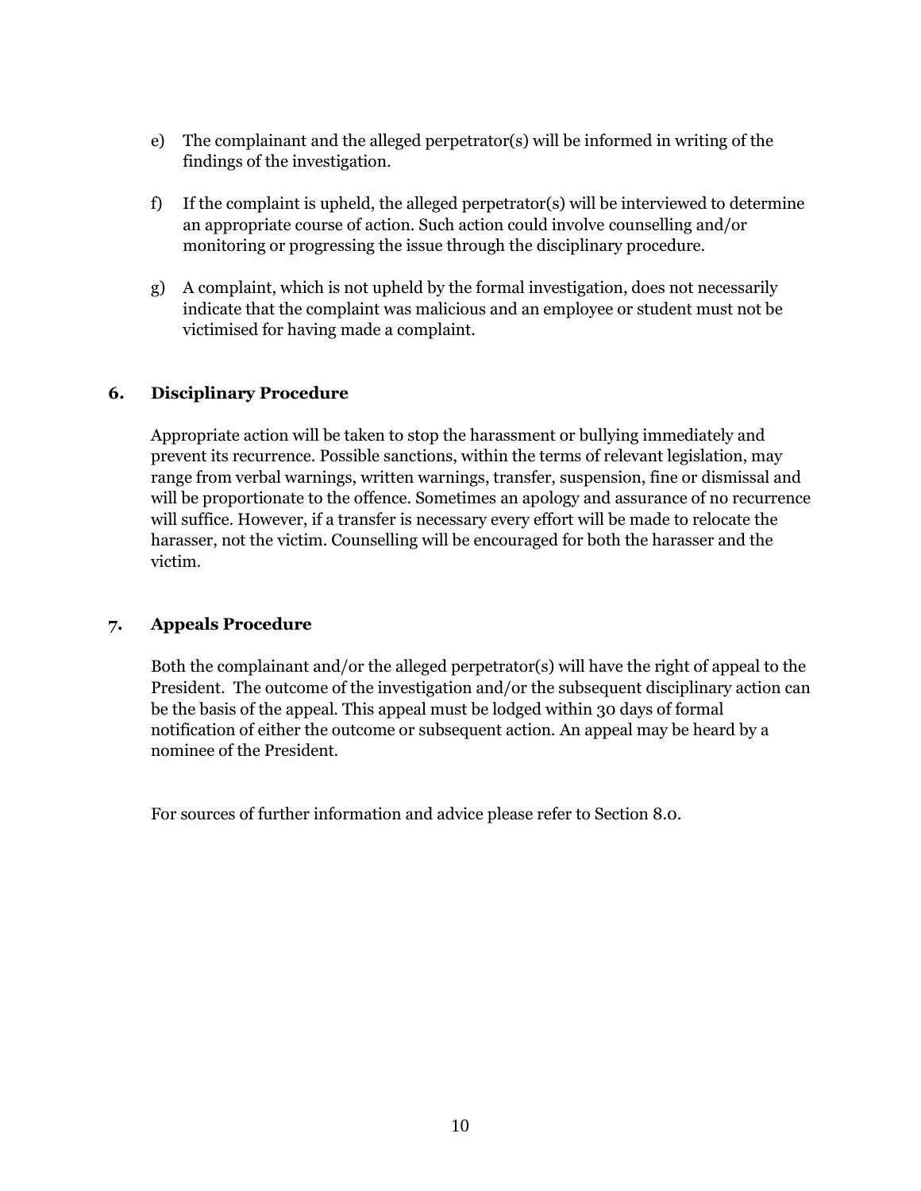e) The complainant and the alleged perpetrator(s) will be informed in writing of the findings of the investigation.

f) If the complaint is upheld, the alleged perpetrator(s) will be interviewed to determine an appropriate course of action. Such action could involve counselling and/or monitoring or progressing the issue through the disciplinary procedure.

g) A complaint, which is not upheld by the formal investigation, does not necessarily indicate that the complaint was malicious and an employee or student must not be victimised for having made a complaint.

## 6. Disciplinary Procedure

Appropriate action will be taken to stop the harassment or bullying immediately and prevent its recurrence. Possible sanctions, within the terms of relevant legislation, may range from verbal warnings, written warnings, transfer, suspension, fine or dismissal and will be proportionate to the offence. Sometimes an apology and assurance of no recurrence will suffice. However, if a transfer is necessary every effort will be made to relocate the harasser, not the victim. Counselling will be encouraged for both the harasser and the victim.

## 7. Appeals Procedure

Both the complainant and/or the alleged perpetrator(s) will have the right of appeal to the President. The outcome of the investigation and/or the subsequent disciplinary action can be the basis of the appeal. This appeal must be lodged within 30 days of formal notification of either the outcome or subsequent action. An appeal may be heard by a nominee of the President.

For sources of further information and advice please refer to Section 8.0.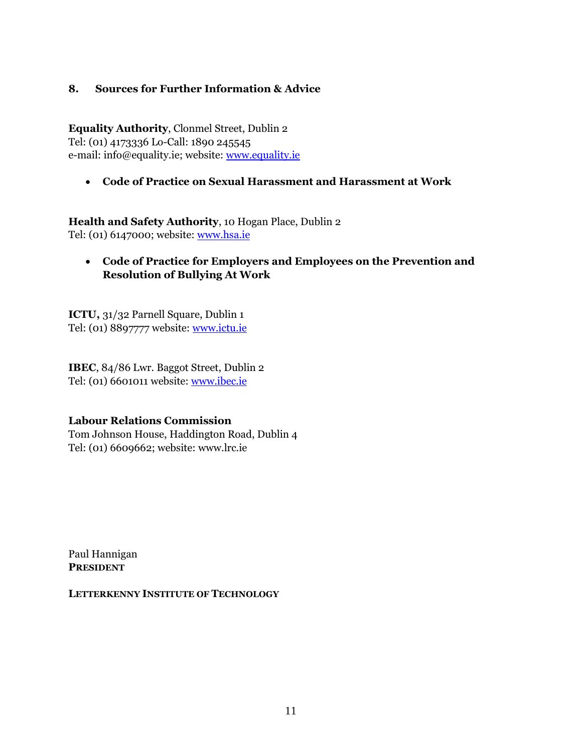## 8. Sources for Further Information & Advice

**Equality Authority**, Clonmel Street, Dublin 2
Tel: (01) 4173336 Lo-Call: 1890 245545
e-mail: info@equality.ie; website: www.equality.ie

- **Code of Practice on Sexual Harassment and Harassment at Work**

**Health and Safety Authority**, 10 Hogan Place, Dublin 2
Tel: (01) 6147000; website: www.hsa.ie

- **Code of Practice for Employers and Employees on the Prevention and Resolution of Bullying At Work**

**ICTU,** 31/32 Parnell Square, Dublin 1
Tel: (01) 8897777 website: www.ictu.ie

**IBEC**, 84/86 Lwr. Baggot Street, Dublin 2
Tel: (01) 6601011 website: www.ibec.ie

**Labour Relations Commission**
Tom Johnson House, Haddington Road, Dublin 4
Tel: (01) 6609662; website: www.lrc.ie

Paul Hannigan
**PRESIDENT**

**LETTERKENNY INSTITUTE OF TECHNOLOGY**